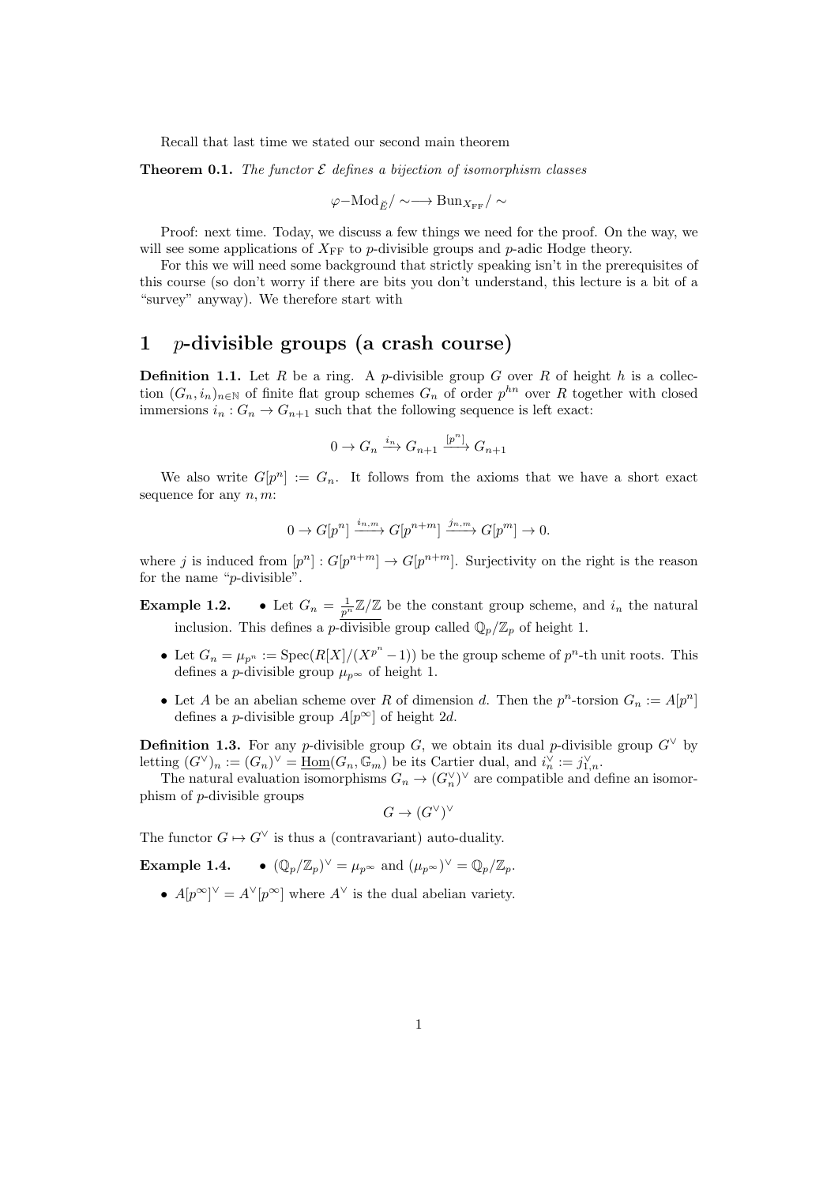Recall that last time we stated our second main theorem

**Theorem 0.1.** *The functor $\mathcal{E}$ defines a bijection of isomorphism classes*

$$\varphi\text{–Mod}_{\breve{E}}/\sim \longrightarrow \mathrm{Bun}_{X_{\mathrm{FF}}}/\sim$$

Proof: next time. Today, we discuss a few things we need for the proof. On the way, we will see some applications of $X_{\mathrm{FF}}$ to $p$-divisible groups and $p$-adic Hodge theory.

For this we will need some background that strictly speaking isn't in the prerequisites of this course (so don't worry if there are bits you don't understand, this lecture is a bit of a "survey" anyway). We therefore start with

# 1 $p$-divisible groups (a crash course)

**Definition 1.1.** Let $R$ be a ring. A $p$-divisible group $G$ over $R$ of height $h$ is a collection $(G_n, i_n)_{n\in\mathbb{N}}$ of finite flat group schemes $G_n$ of order $p^{hn}$ over $R$ together with closed immersions $i_n : G_n \to G_{n+1}$ such that the following sequence is left exact:

$$0 \to G_n \xrightarrow{i_n} G_{n+1} \xrightarrow{[p^n]} G_{n+1}$$

We also write $G[p^n] := G_n$. It follows from the axioms that we have a short exact sequence for any $n, m$:

$$0 \to G[p^n] \xrightarrow{i_{n,m}} G[p^{n+m}] \xrightarrow{j_{n,m}} G[p^m] \to 0.$$

where $j$ is induced from $[p^n] : G[p^{n+m}] \to G[p^{n+m}]$. Surjectivity on the right is the reason for the name "$p$-divisible".

**Example 1.2.**

- Let $G_n = \frac{1}{p^n}\mathbb{Z}/\mathbb{Z}$ be the constant group scheme, and $i_n$ the natural inclusion. This defines a $p$-divisible group called $\mathbb{Q}_p/\mathbb{Z}_p$ of height 1.
- Let $G_n = \mu_{p^n} := \mathrm{Spec}(R[X]/(X^{p^n} - 1))$ be the group scheme of $p^n$-th unit roots. This defines a $p$-divisible group $\mu_{p^\infty}$ of height 1.
- Let $A$ be an abelian scheme over $R$ of dimension $d$. Then the $p^n$-torsion $G_n := A[p^n]$ defines a $p$-divisible group $A[p^\infty]$ of height $2d$.

**Definition 1.3.** For any $p$-divisible group $G$, we obtain its dual $p$-divisible group $G^\vee$ by letting $(G^\vee)_n := (G_n)^\vee = \underline{\mathrm{Hom}}(G_n, \mathbb{G}_m)$ be its Cartier dual, and $i_n^\vee := j_{1,n}^\vee$.

The natural evaluation isomorphisms $G_n \to (G_n^\vee)^\vee$ are compatible and define an isomorphism of $p$-divisible groups

$$G \to (G^\vee)^\vee$$

The functor $G \mapsto G^\vee$ is thus a (contravariant) auto-duality.

**Example 1.4.**

- $(\mathbb{Q}_p/\mathbb{Z}_p)^\vee = \mu_{p^\infty}$ and $(\mu_{p^\infty})^\vee = \mathbb{Q}_p/\mathbb{Z}_p$.
- $A[p^\infty]^\vee = A^\vee[p^\infty]$ where $A^\vee$ is the dual abelian variety.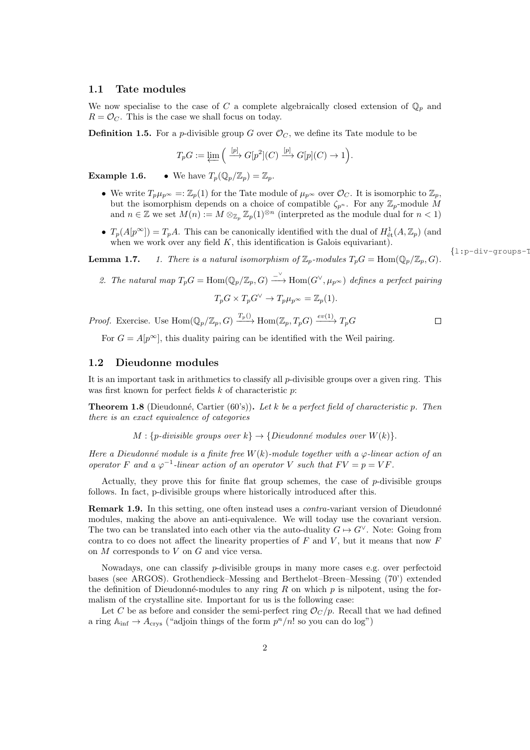## 1.1 Tate modules

We now specialise to the case of $C$ a complete algebraically closed extension of $\mathbb{Q}_p$ and $R = \mathcal{O}_C$. This is the case we shall focus on today.

**Definition 1.5.** For a $p$-divisible group $G$ over $\mathcal{O}_C$, we define its Tate module to be

$$T_pG := \varprojlim \Big( \xrightarrow{[p]} G[p^2](C) \xrightarrow{[p]} G[p](C) \to 1 \Big).$$

**Example 1.6.**

- We have $T_p(\mathbb{Q}_p/\mathbb{Z}_p) = \mathbb{Z}_p$.
- We write $T_p\mu_{p^\infty} =: \mathbb{Z}_p(1)$ for the Tate module of $\mu_{p^\infty}$ over $\mathcal{O}_C$. It is isomorphic to $\mathbb{Z}_p$, but the isomorphism depends on a choice of compatible $\zeta_{p^n}$. For any $\mathbb{Z}_p$-module $M$ and $n \in \mathbb{Z}$ we set $M(n) := M \otimes_{\mathbb{Z}_p} \mathbb{Z}_p(1)^{\otimes n}$ (interpreted as the module dual for $n < 1$)
- $T_p(A[p^\infty]) = T_pA$. This can be canonically identified with the dual of $H^1_{\text{ét}}(A, \mathbb{Z}_p)$ (and when we work over any field $K$, this identification is Galois equivariant).

**Lemma 1.7.** *1. There is a natural isomorphism of $\mathbb{Z}_p$-modules $T_pG = \operatorname{Hom}(\mathbb{Q}_p/\mathbb{Z}_p, G)$.*

*2. The natural map $T_pG = \operatorname{Hom}(\mathbb{Q}_p/\mathbb{Z}_p, G) \xrightarrow{\_^\vee} \operatorname{Hom}(G^\vee, \mu_{p^\infty})$ defines a perfect pairing*

$$T_pG \times T_pG^\vee \to T_p\mu_{p^\infty} = \mathbb{Z}_p(1).$$

*Proof.* Exercise. Use $\operatorname{Hom}(\mathbb{Q}_p/\mathbb{Z}_p, G) \xrightarrow{T_p()} \operatorname{Hom}(\mathbb{Z}_p, T_pG) \xrightarrow{ev(1)} T_pG$ □

For $G = A[p^\infty]$, this duality pairing can be identified with the Weil pairing.

## 1.2 Dieudonne modules

It is an important task in arithmetics to classify all $p$-divisible groups over a given ring. This was first known for perfect fields $k$ of characteristic $p$:

**Theorem 1.8** (Dieudonné, Cartier (60's))**.** *Let $k$ be a perfect field of characteristic $p$. Then there is an exact equivalence of categories*

$$M : \{p\text{-divisible groups over } k\} \to \{\text{Dieudonné modules over } W(k)\}.$$

*Here a Dieudonné module is a finite free $W(k)$-module together with a $\varphi$-linear action of an operator $F$ and a $\varphi^{-1}$-linear action of an operator $V$ such that $FV = p = VF$.*

Actually, they prove this for finite flat group schemes, the case of $p$-divisible groups follows. In fact, p-divisible groups where historically introduced after this.

**Remark 1.9.** In this setting, one often instead uses a *contra*-variant version of Dieudonné modules, making the above an anti-equivalence. We will today use the covariant version. The two can be translated into each other via the auto-duality $G \mapsto G^\vee$. Note: Going from contra to co does not affect the linearity properties of $F$ and $V$, but it means that now $F$ on $M$ corresponds to $V$ on $G$ and vice versa.

Nowadays, one can classify $p$-divisible groups in many more cases e.g. over perfectoid bases (see ARGOS). Grothendieck–Messing and Berthelot–Breen–Messing (70') extended the definition of Dieudonné-modules to any ring $R$ on which $p$ is nilpotent, using the formalism of the crystalline site. Important for us is the following case:

Let $C$ be as before and consider the semi-perfect ring $\mathcal{O}_C/p$. Recall that we had defined a ring $\mathbb{A}_{\text{inf}} \to A_{\text{crys}}$ ("adjoin things of the form $p^n/n!$ so you can do log")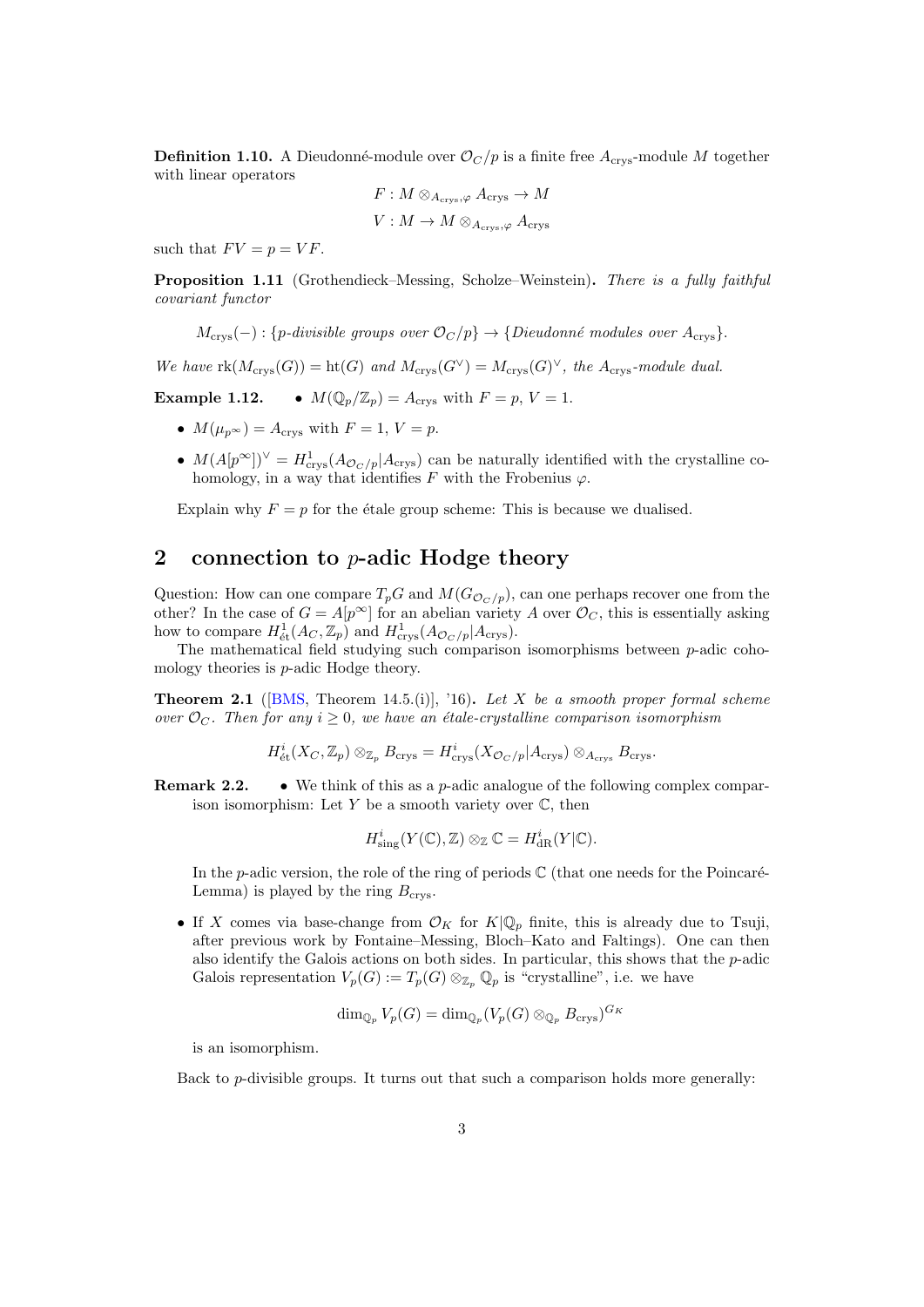**Definition 1.10.** A Dieudonné-module over $\mathcal{O}_C/p$ is a finite free $A_{\mathrm{crys}}$-module $M$ together with linear operators

$$F : M \otimes_{A_{\mathrm{crys}},\varphi} A_{\mathrm{crys}} \to M$$
$$V : M \to M \otimes_{A_{\mathrm{crys}},\varphi} A_{\mathrm{crys}}$$

such that $FV = p = VF$.

**Proposition 1.11** (Grothendieck–Messing, Scholze–Weinstein)**.** *There is a fully faithful covariant functor*

$$M_{\mathrm{crys}}(-) : \{p\text{-divisible groups over } \mathcal{O}_C/p\} \to \{\text{Dieudonné modules over } A_{\mathrm{crys}}\}.$$

*We have* $\mathrm{rk}(M_{\mathrm{crys}}(G)) = \mathrm{ht}(G)$ *and* $M_{\mathrm{crys}}(G^\vee) = M_{\mathrm{crys}}(G)^\vee$*, the* $A_{\mathrm{crys}}$*-module dual.*

**Example 1.12.**
- $M(\mathbb{Q}_p/\mathbb{Z}_p) = A_{\mathrm{crys}}$ with $F = p$, $V = 1$.
- $M(\mu_{p^\infty}) = A_{\mathrm{crys}}$ with $F = 1$, $V = p$.
- $M(A[p^\infty])^\vee = H^1_{\mathrm{crys}}(A_{\mathcal{O}_C/p}|A_{\mathrm{crys}})$ can be naturally identified with the crystalline cohomology, in a way that identifies $F$ with the Frobenius $\varphi$.

Explain why $F = p$ for the étale group scheme: This is because we dualised.

## 2 connection to $p$-adic Hodge theory

Question: How can one compare $T_pG$ and $M(G_{\mathcal{O}_C/p})$, can one perhaps recover one from the other? In the case of $G = A[p^\infty]$ for an abelian variety $A$ over $\mathcal{O}_C$, this is essentially asking how to compare $H^1_{\mathrm{\acute{e}t}}(A_C, \mathbb{Z}_p)$ and $H^1_{\mathrm{crys}}(A_{\mathcal{O}_C/p}|A_{\mathrm{crys}})$.

The mathematical field studying such comparison isomorphisms between $p$-adic cohomology theories is $p$-adic Hodge theory.

**Theorem 2.1** ([BMS, Theorem 14.5.(i)], '16)**.** *Let $X$ be a smooth proper formal scheme over $\mathcal{O}_C$. Then for any $i \geq 0$, we have an étale-crystalline comparison isomorphism*

$$H^i_{\mathrm{\acute{e}t}}(X_C, \mathbb{Z}_p) \otimes_{\mathbb{Z}_p} B_{\mathrm{crys}} = H^i_{\mathrm{crys}}(X_{\mathcal{O}_C/p}|A_{\mathrm{crys}}) \otimes_{A_{\mathrm{crys}}} B_{\mathrm{crys}}.$$

**Remark 2.2.**
- We think of this as a $p$-adic analogue of the following complex comparison isomorphism: Let $Y$ be a smooth variety over $\mathbb{C}$, then

$$H^i_{\mathrm{sing}}(Y(\mathbb{C}), \mathbb{Z}) \otimes_{\mathbb{Z}} \mathbb{C} = H^i_{\mathrm{dR}}(Y|\mathbb{C}).$$

In the $p$-adic version, the role of the ring of periods $\mathbb{C}$ (that one needs for the Poincaré-Lemma) is played by the ring $B_{\mathrm{crys}}$.

- If $X$ comes via base-change from $\mathcal{O}_K$ for $K|\mathbb{Q}_p$ finite, this is already due to Tsuji, after previous work by Fontaine–Messing, Bloch–Kato and Faltings). One can then also identify the Galois actions on both sides. In particular, this shows that the $p$-adic Galois representation $V_p(G) := T_p(G) \otimes_{\mathbb{Z}_p} \mathbb{Q}_p$ is "crystalline", i.e. we have

$$\dim_{\mathbb{Q}_p} V_p(G) = \dim_{\mathbb{Q}_p} (V_p(G) \otimes_{\mathbb{Q}_p} B_{\mathrm{crys}})^{G_K}$$

is an isomorphism.

Back to $p$-divisible groups. It turns out that such a comparison holds more generally: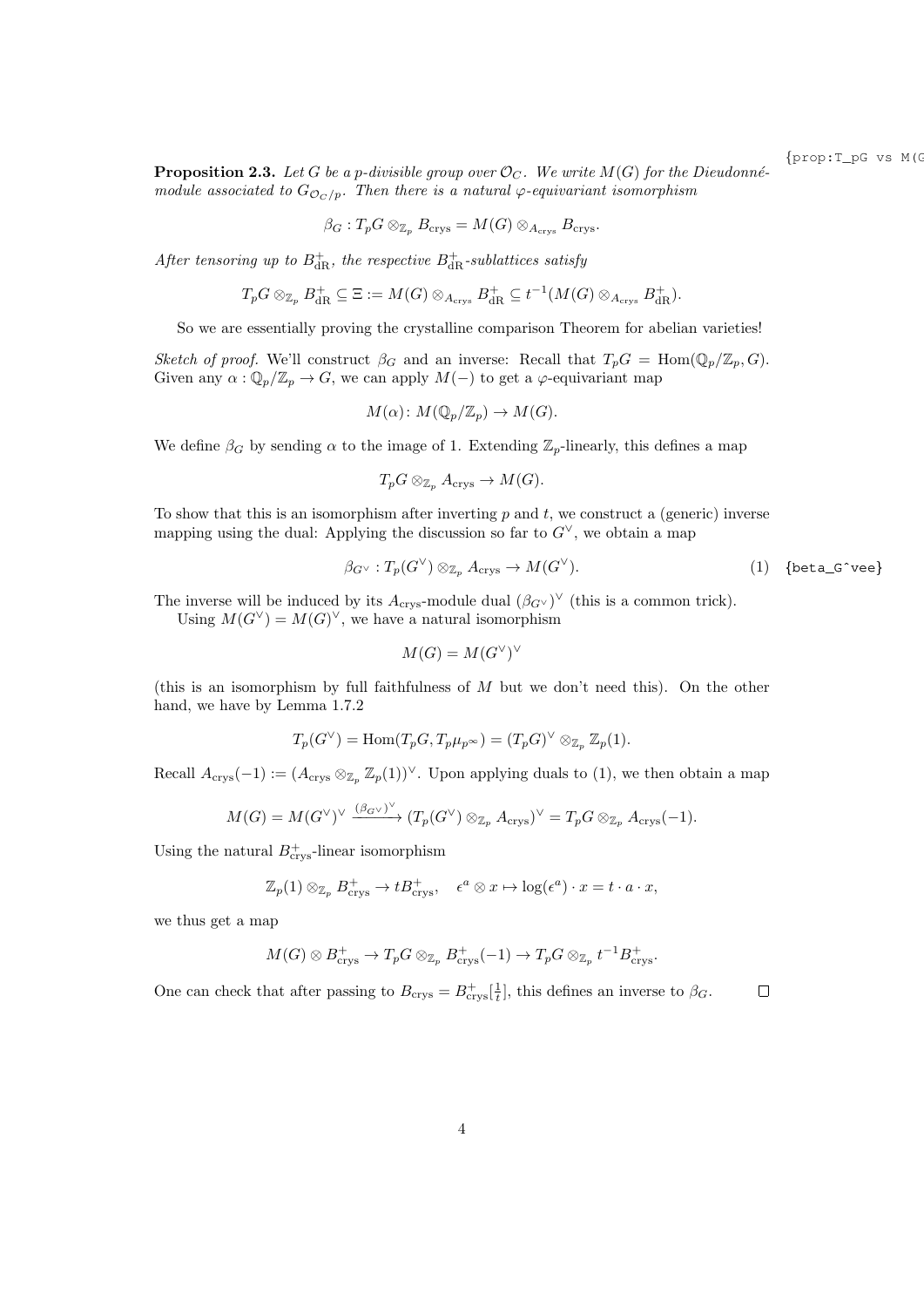**Proposition 2.3.** *Let $G$ be a $p$-divisible group over $\mathcal{O}_C$. We write $M(G)$ for the Dieudonné-module associated to $G_{\mathcal{O}_C/p}$. Then there is a natural $\varphi$-equivariant isomorphism*

$$\beta_G : T_pG \otimes_{\mathbb{Z}_p} B_{\mathrm{crys}} = M(G) \otimes_{A_{\mathrm{crys}}} B_{\mathrm{crys}}.$$

*After tensoring up to $B_{\mathrm{dR}}^+$, the respective $B_{\mathrm{dR}}^+$-sublattices satisfy*

$$T_pG \otimes_{\mathbb{Z}_p} B_{\mathrm{dR}}^+ \subseteq \Xi := M(G) \otimes_{A_{\mathrm{crys}}} B_{\mathrm{dR}}^+ \subseteq t^{-1}(M(G) \otimes_{A_{\mathrm{crys}}} B_{\mathrm{dR}}^+).$$

So we are essentially proving the crystalline comparison Theorem for abelian varieties!

*Sketch of proof.* We'll construct $\beta_G$ and an inverse: Recall that $T_pG = \mathrm{Hom}(\mathbb{Q}_p/\mathbb{Z}_p, G)$. Given any $\alpha : \mathbb{Q}_p/\mathbb{Z}_p \to G$, we can apply $M(-)$ to get a $\varphi$-equivariant map

$$M(\alpha) \colon M(\mathbb{Q}_p/\mathbb{Z}_p) \to M(G).$$

We define $\beta_G$ by sending $\alpha$ to the image of 1. Extending $\mathbb{Z}_p$-linearly, this defines a map

$$T_pG \otimes_{\mathbb{Z}_p} A_{\mathrm{crys}} \to M(G).$$

To show that this is an isomorphism after inverting $p$ and $t$, we construct a (generic) inverse mapping using the dual: Applying the discussion so far to $G^\vee$, we obtain a map

$$\beta_{G^\vee} : T_p(G^\vee) \otimes_{\mathbb{Z}_p} A_{\mathrm{crys}} \to M(G^\vee). \tag{1}$$

The inverse will be induced by its $A_{\mathrm{crys}}$-module dual $(\beta_{G^\vee})^\vee$ (this is a common trick).

Using $M(G^\vee) = M(G)^\vee$, we have a natural isomorphism

$$M(G) = M(G^\vee)^\vee$$

(this is an isomorphism by full faithfulness of $M$ but we don't need this). On the other hand, we have by Lemma 1.7.2

$$T_p(G^\vee) = \mathrm{Hom}(T_pG, T_p\mu_{p^\infty}) = (T_pG)^\vee \otimes_{\mathbb{Z}_p} \mathbb{Z}_p(1).$$

Recall $A_{\mathrm{crys}}(-1) := (A_{\mathrm{crys}} \otimes_{\mathbb{Z}_p} \mathbb{Z}_p(1))^\vee$. Upon applying duals to (1), we then obtain a map

$$M(G) = M(G^\vee)^\vee \xrightarrow{(\beta_{G^\vee})^\vee} (T_p(G^\vee) \otimes_{\mathbb{Z}_p} A_{\mathrm{crys}})^\vee = T_pG \otimes_{\mathbb{Z}_p} A_{\mathrm{crys}}(-1).$$

Using the natural $B_{\mathrm{crys}}^+$-linear isomorphism

$$\mathbb{Z}_p(1) \otimes_{\mathbb{Z}_p} B_{\mathrm{crys}}^+ \to tB_{\mathrm{crys}}^+, \quad \epsilon^a \otimes x \mapsto \log(\epsilon^a) \cdot x = t \cdot a \cdot x,$$

we thus get a map

$$M(G) \otimes B_{\mathrm{crys}}^+ \to T_pG \otimes_{\mathbb{Z}_p} B_{\mathrm{crys}}^+(-1) \to T_pG \otimes_{\mathbb{Z}_p} t^{-1}B_{\mathrm{crys}}^+.$$

One can check that after passing to $B_{\mathrm{crys}} = B_{\mathrm{crys}}^+[\frac{1}{t}]$, this defines an inverse to $\beta_G$. $\square$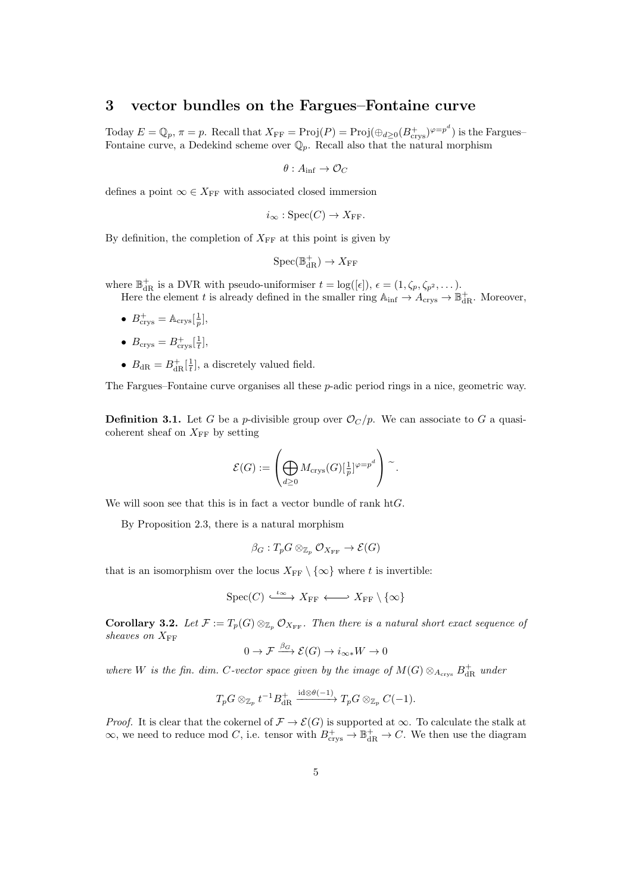## 3 vector bundles on the Fargues–Fontaine curve

Today $E = \mathbb{Q}_p$, $\pi = p$. Recall that $X_{\mathrm{FF}} = \mathrm{Proj}(P) = \mathrm{Proj}(\oplus_{d\geq 0}(B^+_{\mathrm{crys}})^{\varphi=p^d})$ is the Fargues–Fontaine curve, a Dedekind scheme over $\mathbb{Q}_p$. Recall also that the natural morphism

$$\theta : A_{\mathrm{inf}} \to \mathcal{O}_C$$

defines a point $\infty \in X_{\mathrm{FF}}$ with associated closed immersion

$$i_\infty : \mathrm{Spec}(C) \to X_{\mathrm{FF}}.$$

By definition, the completion of $X_{\mathrm{FF}}$ at this point is given by

$$\mathrm{Spec}(\mathbb{B}^+_{\mathrm{dR}}) \to X_{\mathrm{FF}}$$

where $\mathbb{B}^+_{\mathrm{dR}}$ is a DVR with pseudo-uniformiser $t = \log([\epsilon])$, $\epsilon = (1, \zeta_p, \zeta_{p^2}, \dots)$.

Here the element $t$ is already defined in the smaller ring $\mathbb{A}_{\mathrm{inf}} \to A_{\mathrm{crys}} \to \mathbb{B}^+_{\mathrm{dR}}$. Moreover,

- $B^+_{\mathrm{crys}} = \mathbb{A}_{\mathrm{crys}}[\frac{1}{p}]$,
- $B_{\mathrm{crys}} = B^+_{\mathrm{crys}}[\frac{1}{t}]$,
- $B_{\mathrm{dR}} = B^+_{\mathrm{dR}}[\frac{1}{t}]$, a discretely valued field.

The Fargues–Fontaine curve organises all these $p$-adic period rings in a nice, geometric way.

**Definition 3.1.** Let $G$ be a $p$-divisible group over $\mathcal{O}_C/p$. We can associate to $G$ a quasi-coherent sheaf on $X_{\mathrm{FF}}$ by setting

$$\mathcal{E}(G) := \left( \bigoplus_{d\geq 0} M_{\mathrm{crys}}(G)[\tfrac{1}{p}]^{\varphi=p^d} \right)^{\sim}.$$

We will soon see that this is in fact a vector bundle of rank $\mathrm{ht}G$.

By Proposition 2.3, there is a natural morphism

$$\beta_G : T_pG \otimes_{\mathbb{Z}_p} \mathcal{O}_{X_{\mathrm{FF}}} \to \mathcal{E}(G)$$

that is an isomorphism over the locus $X_{\mathrm{FF}} \setminus \{\infty\}$ where $t$ is invertible:

$$\mathrm{Spec}(C) \xhookrightarrow{\iota_\infty} X_{\mathrm{FF}} \hookleftarrow X_{\mathrm{FF}} \setminus \{\infty\}$$

**Corollary 3.2.** *Let $\mathcal{F} := T_p(G) \otimes_{\mathbb{Z}_p} \mathcal{O}_{X_{\mathrm{FF}}}$. Then there is a natural short exact sequence of sheaves on $X_{\mathrm{FF}}$*

$$0 \to \mathcal{F} \xrightarrow{\beta_G} \mathcal{E}(G) \to i_{\infty *}W \to 0$$

*where $W$ is the fin. dim. $C$-vector space given by the image of $M(G) \otimes_{A_{\mathrm{crys}}} B^+_{\mathrm{dR}}$ under*

$$T_pG \otimes_{\mathbb{Z}_p} t^{-1}B^+_{\mathrm{dR}} \xrightarrow{\mathrm{id}\otimes\theta(-1)} T_pG \otimes_{\mathbb{Z}_p} C(-1).$$

*Proof.* It is clear that the cokernel of $\mathcal{F} \to \mathcal{E}(G)$ is supported at $\infty$. To calculate the stalk at $\infty$, we need to reduce mod $C$, i.e. tensor with $B^+_{\mathrm{crys}} \to \mathbb{B}^+_{\mathrm{dR}} \to C$. We then use the diagram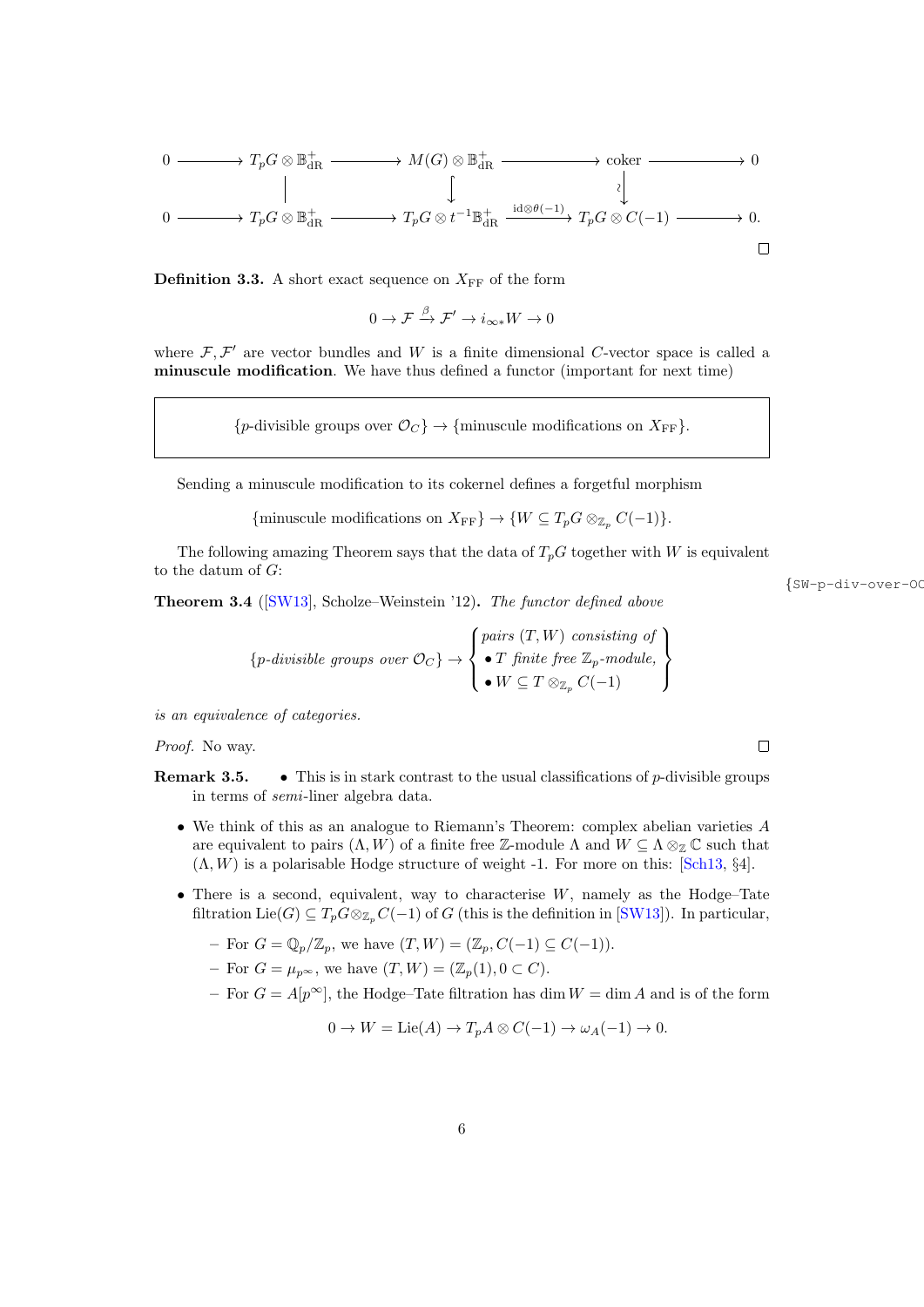$$
\begin{array}{ccccccccc}
0 & \longrightarrow & T_pG \otimes \mathbb{B}^+_{\mathrm{dR}} & \longrightarrow & M(G) \otimes \mathbb{B}^+_{\mathrm{dR}} & \longrightarrow & \mathrm{coker} & \longrightarrow & 0 \\
 & & \Big| & & \Big\downarrow & & \wr\Big\downarrow & & \\
0 & \longrightarrow & T_pG \otimes \mathbb{B}^+_{\mathrm{dR}} & \longrightarrow & T_pG \otimes t^{-1}\mathbb{B}^+_{\mathrm{dR}} & \xrightarrow{\mathrm{id}\otimes\theta(-1)} & T_pG \otimes C(-1) & \longrightarrow & 0.
\end{array}
$$

□

**Definition 3.3.** A short exact sequence on $X_{\mathrm{FF}}$ of the form

$$0 \to \mathcal{F} \xrightarrow{\beta} \mathcal{F}' \to i_{\infty *}W \to 0$$

where $\mathcal{F}, \mathcal{F}'$ are vector bundles and $W$ is a finite dimensional $C$-vector space is called a **minuscule modification**. We have thus defined a functor (important for next time)

$$\{p\text{-divisible groups over } \mathcal{O}_C\} \to \{\text{minuscule modifications on } X_{\mathrm{FF}}\}.$$

Sending a minuscule modification to its cokernel defines a forgetful morphism

$$\{\text{minuscule modifications on } X_{\mathrm{FF}}\} \to \{W \subseteq T_pG \otimes_{\mathbb{Z}_p} C(-1)\}.$$

The following amazing Theorem says that the data of $T_pG$ together with $W$ is equivalent to the datum of $G$:

**Theorem 3.4** ([SW13], Scholze–Weinstein '12)**.** *The functor defined above*

$$\{p\text{-divisible groups over } \mathcal{O}_C\} \to \left\{\begin{array}{l}\text{pairs } (T, W) \text{ consisting of} \\ \bullet\, T \text{ finite free } \mathbb{Z}_p\text{-module,} \\ \bullet\, W \subseteq T \otimes_{\mathbb{Z}_p} C(-1)\end{array}\right\}$$

*is an equivalence of categories.*

*Proof.* No way. □

**Remark 3.5.**

- This is in stark contrast to the usual classifications of $p$-divisible groups in terms of *semi*-liner algebra data.
- We think of this as an analogue to Riemann's Theorem: complex abelian varieties $A$ are equivalent to pairs $(\Lambda, W)$ of a finite free $\mathbb{Z}$-module $\Lambda$ and $W \subseteq \Lambda \otimes_{\mathbb{Z}} \mathbb{C}$ such that $(\Lambda, W)$ is a polarisable Hodge structure of weight -1. For more on this: [Sch13, §4].
- There is a second, equivalent, way to characterise $W$, namely as the Hodge–Tate filtration $\mathrm{Lie}(G) \subseteq T_pG \otimes_{\mathbb{Z}_p} C(-1)$ of $G$ (this is the definition in [SW13]). In particular,
  - For $G = \mathbb{Q}_p/\mathbb{Z}_p$, we have $(T, W) = (\mathbb{Z}_p, C(-1) \subseteq C(-1))$.
  - For $G = \mu_{p^\infty}$, we have $(T, W) = (\mathbb{Z}_p(1), 0 \subset C)$.
  - For $G = A[p^\infty]$, the Hodge–Tate filtration has $\dim W = \dim A$ and is of the form

$$0 \to W = \mathrm{Lie}(A) \to T_pA \otimes C(-1) \to \omega_A(-1) \to 0.$$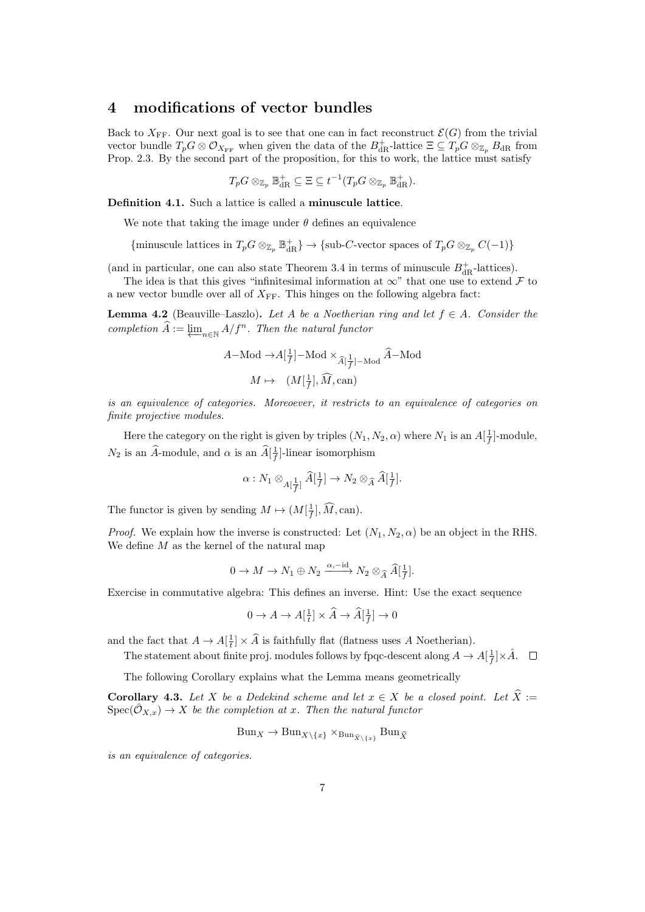# 4 modifications of vector bundles

Back to $X_{\mathrm{FF}}$. Our next goal is to see that one can in fact reconstruct $\mathcal{E}(G)$ from the trivial vector bundle $T_pG \otimes \mathcal{O}_{X_{\mathrm{FF}}}$ when given the data of the $B_{\mathrm{dR}}^+$-lattice $\Xi \subseteq T_pG \otimes_{\mathbb{Z}_p} B_{\mathrm{dR}}$ from Prop. 2.3. By the second part of the proposition, for this to work, the lattice must satisfy

$$T_pG \otimes_{\mathbb{Z}_p} \mathbb{B}_{\mathrm{dR}}^+ \subseteq \Xi \subseteq t^{-1}(T_pG \otimes_{\mathbb{Z}_p} \mathbb{B}_{\mathrm{dR}}^+).$$

**Definition 4.1.** Such a lattice is called a **minuscule lattice**.

We note that taking the image under $\theta$ defines an equivalence

$$\{\text{minuscule lattices in } T_pG \otimes_{\mathbb{Z}_p} \mathbb{B}_{\mathrm{dR}}^+\} \to \{\text{sub-}C\text{-vector spaces of } T_pG \otimes_{\mathbb{Z}_p} C(-1)\}$$

(and in particular, one can also state Theorem 3.4 in terms of minuscule $B_{\mathrm{dR}}^+$-lattices).

The idea is that this gives "infinitesimal information at $\infty$" that one use to extend $\mathcal{F}$ to a new vector bundle over all of $X_{\mathrm{FF}}$. This hinges on the following algebra fact:

**Lemma 4.2** (Beauville–Laszlo)**.** *Let $A$ be a Noetherian ring and let $f \in A$. Consider the completion $\widehat{A} := \varprojlim_{n\in\mathbb{N}} A/f^n$. Then the natural functor*

$$A\text{–Mod} \to A[\tfrac{1}{f}]\text{–Mod} \times_{\widehat{A}[\frac{1}{f}]\text{–Mod}} \widehat{A}\text{–Mod}$$
$$M \mapsto \quad (M[\tfrac{1}{f}], \widehat{M}, \mathrm{can})$$

*is an equivalence of categories. Moreoever, it restricts to an equivalence of categories on finite projective modules.*

Here the category on the right is given by triples $(N_1, N_2, \alpha)$ where $N_1$ is an $A[\frac{1}{f}]$-module, $N_2$ is an $\widehat{A}$-module, and $\alpha$ is an $\widehat{A}[\frac{1}{f}]$-linear isomorphism

$$\alpha : N_1 \otimes_{A[\frac{1}{f}]} \widehat{A}[\tfrac{1}{f}] \to N_2 \otimes_{\widehat{A}} \widehat{A}[\tfrac{1}{f}].$$

The functor is given by sending $M \mapsto (M[\frac{1}{f}], \widehat{M}, \mathrm{can})$.

*Proof.* We explain how the inverse is constructed: Let $(N_1, N_2, \alpha)$ be an object in the RHS. We define $M$ as the kernel of the natural map

$$0 \to M \to N_1 \oplus N_2 \xrightarrow{\alpha, -\mathrm{id}} N_2 \otimes_{\widehat{A}} \widehat{A}[\tfrac{1}{f}].$$

Exercise in commutative algebra: This defines an inverse. Hint: Use the exact sequence

$$0 \to A \to A[\tfrac{1}{t}] \times \widehat{A} \to \widehat{A}[\tfrac{1}{f}] \to 0$$

and the fact that $A \to A[\frac{1}{t}] \times \widehat{A}$ is faithfully flat (flatness uses $A$ Noetherian).

The statement about finite proj. modules follows by fpqc-descent along $A \to A[\frac{1}{f}] \times \hat{A}$. $\square$

The following Corollary explains what the Lemma means geometrically

**Corollary 4.3.** *Let $X$ be a Dedekind scheme and let $x \in X$ be a closed point. Let $\widehat{X} := \mathrm{Spec}(\hat{\mathcal{O}}_{X,x}) \to X$ be the completion at $x$. Then the natural functor*

$$\mathrm{Bun}_X \to \mathrm{Bun}_{X\setminus\{x\}} \times_{\mathrm{Bun}_{\widehat{X}\setminus\{x\}}} \mathrm{Bun}_{\widehat{X}}$$

*is an equivalence of categories.*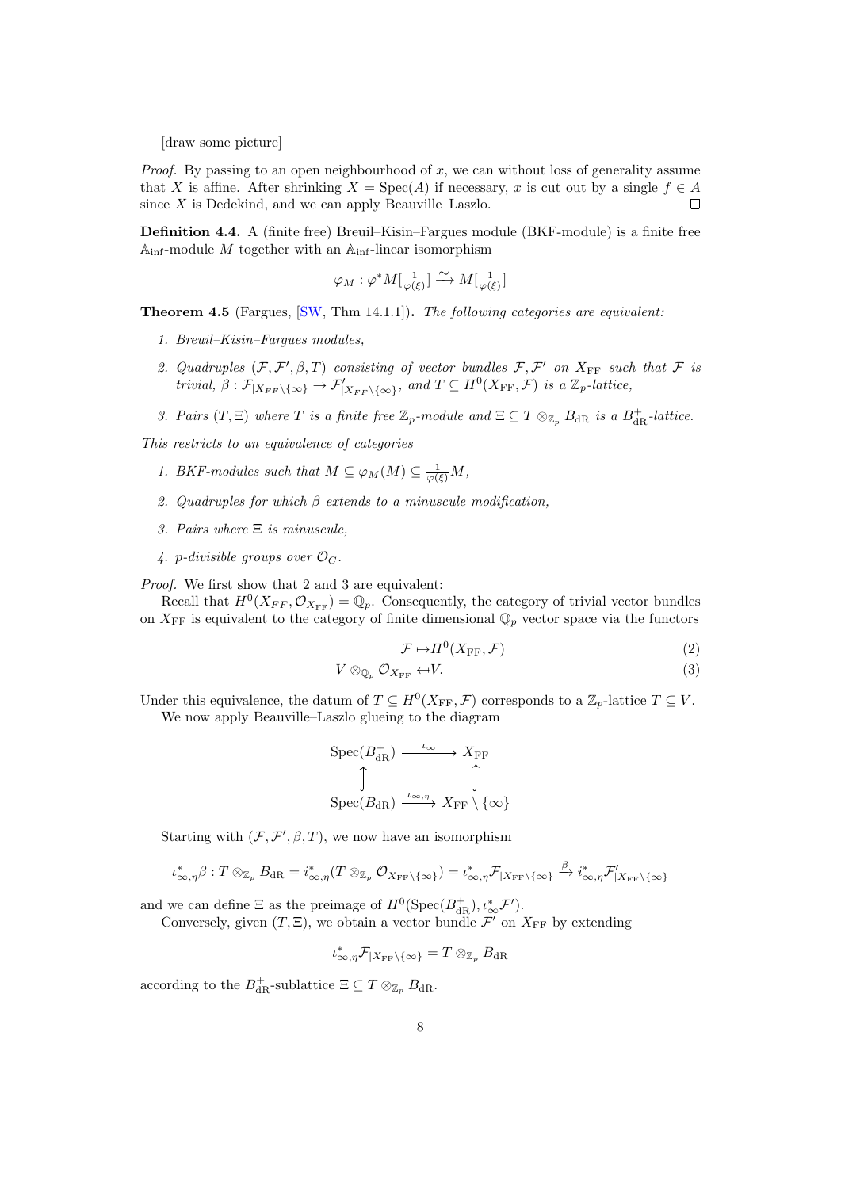[draw some picture]

*Proof.* By passing to an open neighbourhood of $x$, we can without loss of generality assume that $X$ is affine. After shrinking $X = \operatorname{Spec}(A)$ if necessary, $x$ is cut out by a single $f \in A$ since $X$ is Dedekind, and we can apply Beauville–Laszlo. □

**Definition 4.4.** A (finite free) Breuil–Kisin–Fargues module (BKF-module) is a finite free $\mathbb{A}_{\inf}$-module $M$ together with an $\mathbb{A}_{\inf}$-linear isomorphism

$$\varphi_M : \varphi^* M[\tfrac{1}{\varphi(\xi)}] \xrightarrow{\sim} M[\tfrac{1}{\varphi(\xi)}]$$

**Theorem 4.5** (Fargues, [SW, Thm 14.1.1])**.** *The following categories are equivalent:*

1. *Breuil–Kisin–Fargues modules,*
2. *Quadruples $(\mathcal{F}, \mathcal{F}', \beta, T)$ consisting of vector bundles $\mathcal{F}, \mathcal{F}'$ on $X_{\mathrm{FF}}$ such that $\mathcal{F}$ is trivial, $\beta : \mathcal{F}_{|X_{FF} \setminus \{\infty\}} \to \mathcal{F}'_{|X_{FF} \setminus \{\infty\}}$, and $T \subseteq H^0(X_{\mathrm{FF}}, \mathcal{F})$ is a $\mathbb{Z}_p$-lattice,*
3. *Pairs $(T, \Xi)$ where $T$ is a finite free $\mathbb{Z}_p$-module and $\Xi \subseteq T \otimes_{\mathbb{Z}_p} B_{\mathrm{dR}}$ is a $B_{\mathrm{dR}}^+$-lattice.*

*This restricts to an equivalence of categories*

1. *BKF-modules such that $M \subseteq \varphi_M(M) \subseteq \frac{1}{\varphi(\xi)} M$,*
2. *Quadruples for which $\beta$ extends to a minuscule modification,*
3. *Pairs where $\Xi$ is minuscule,*
4. *$p$-divisible groups over $\mathcal{O}_C$.*

*Proof.* We first show that 2 and 3 are equivalent:

Recall that $H^0(X_{FF}, \mathcal{O}_{X_{\mathrm{FF}}}) = \mathbb{Q}_p$. Consequently, the category of trivial vector bundles on $X_{\mathrm{FF}}$ is equivalent to the category of finite dimensional $\mathbb{Q}_p$ vector space via the functors

$$\mathcal{F} \mapsto H^0(X_{\mathrm{FF}}, \mathcal{F}) \tag{2}$$

$$V \otimes_{\mathbb{Q}_p} \mathcal{O}_{X_{\mathrm{FF}}} \leftarrow\!\shortmid V. \tag{3}$$

Under this equivalence, the datum of $T \subseteq H^0(X_{\mathrm{FF}}, \mathcal{F})$ corresponds to a $\mathbb{Z}_p$-lattice $T \subseteq V$.

We now apply Beauville–Laszlo glueing to the diagram

$$\begin{array}{ccc} \operatorname{Spec}(B_{\mathrm{dR}}^+) & \xrightarrow{\iota_\infty} & X_{\mathrm{FF}} \\ \uparrow & & \uparrow \\ \operatorname{Spec}(B_{\mathrm{dR}}) & \xrightarrow{\iota_{\infty,\eta}} & X_{\mathrm{FF}} \setminus \{\infty\} \end{array}$$

Starting with $(\mathcal{F}, \mathcal{F}', \beta, T)$, we now have an isomorphism

$$\iota_{\infty,\eta}^* \beta : T \otimes_{\mathbb{Z}_p} B_{\mathrm{dR}} = i_{\infty,\eta}^*(T \otimes_{\mathbb{Z}_p} \mathcal{O}_{X_{\mathrm{FF}} \setminus \{\infty\}}) = \iota_{\infty,\eta}^* \mathcal{F}_{|X_{\mathrm{FF}} \setminus \{\infty\}} \xrightarrow{\beta} i_{\infty,\eta}^* \mathcal{F}'_{|X_{\mathrm{FF}} \setminus \{\infty\}}$$

and we can define $\Xi$ as the preimage of $H^0(\operatorname{Spec}(B_{\mathrm{dR}}^+), \iota_\infty^* \mathcal{F}')$.

Conversely, given $(T, \Xi)$, we obtain a vector bundle $\mathcal{F}'$ on $X_{\mathrm{FF}}$ by extending

$$\iota_{\infty,\eta}^* \mathcal{F}_{|X_{\mathrm{FF}} \setminus \{\infty\}} = T \otimes_{\mathbb{Z}_p} B_{\mathrm{dR}}$$

according to the $B_{\mathrm{dR}}^+$-sublattice $\Xi \subseteq T \otimes_{\mathbb{Z}_p} B_{\mathrm{dR}}$.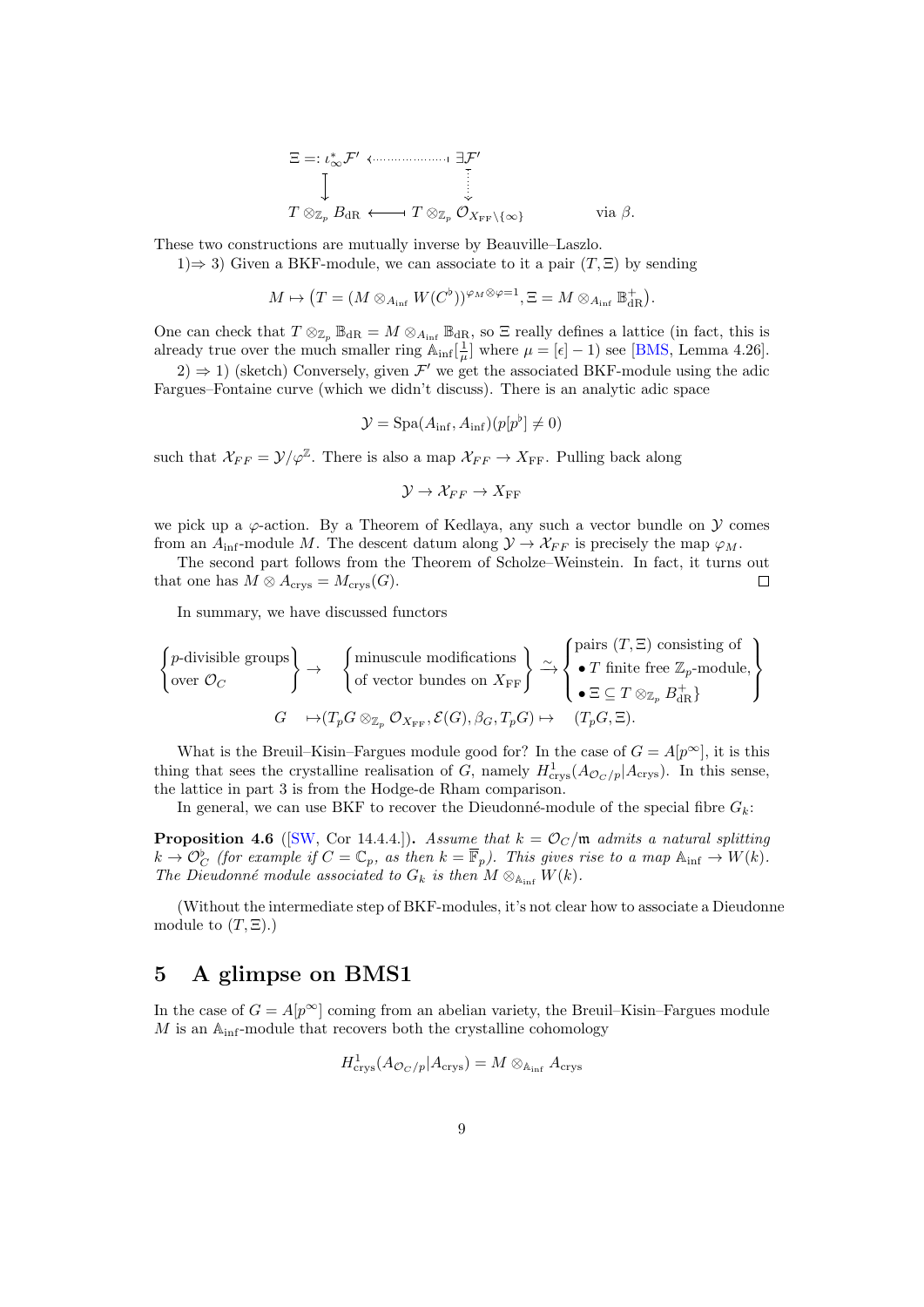$$
\begin{array}{ccc}
\Xi =: \iota_\infty^* \mathcal{F}' & \longleftarrow\cdots\cdots & \exists \mathcal{F}' \\
\downarrow & & \vdots \\
T \otimes_{\mathbb{Z}_p} B_{\mathrm{dR}} & \longleftarrow & T \otimes_{\mathbb{Z}_p} \mathcal{O}_{X_{\mathrm{FF}} \setminus \{\infty\}}
\end{array}
\qquad \text{via } \beta.
$$

These two constructions are mutually inverse by Beauville–Laszlo.

1)⇒ 3) Given a BKF-module, we can associate to it a pair $(T, \Xi)$ by sending

$$M \mapsto \big(T = (M \otimes_{A_{\mathrm{inf}}} W(C^\flat))^{\varphi_M \otimes \varphi = 1}, \Xi = M \otimes_{A_{\mathrm{inf}}} \mathbb{B}_{\mathrm{dR}}^+\big).$$

One can check that $T \otimes_{\mathbb{Z}_p} \mathbb{B}_{\mathrm{dR}} = M \otimes_{A_{\mathrm{inf}}} \mathbb{B}_{\mathrm{dR}}$, so $\Xi$ really defines a lattice (in fact, this is already true over the much smaller ring $\mathbb{A}_{\mathrm{inf}}[\frac{1}{\mu}]$ where $\mu = [\epsilon] - 1$) see [BMS, Lemma 4.26].

2) ⇒ 1) (sketch) Conversely, given $\mathcal{F}'$ we get the associated BKF-module using the adic Fargues–Fontaine curve (which we didn't discuss). There is an analytic adic space

$$\mathcal{Y} = \mathrm{Spa}(A_{\mathrm{inf}}, A_{\mathrm{inf}})(p[p^\flat] \neq 0)$$

such that $\mathcal{X}_{FF} = \mathcal{Y}/\varphi^{\mathbb{Z}}$. There is also a map $\mathcal{X}_{FF} \to X_{\mathrm{FF}}$. Pulling back along

$$\mathcal{Y} \to \mathcal{X}_{FF} \to X_{\mathrm{FF}}$$

we pick up a $\varphi$-action. By a Theorem of Kedlaya, any such a vector bundle on $\mathcal{Y}$ comes from an $A_{\mathrm{inf}}$-module $M$. The descent datum along $\mathcal{Y} \to \mathcal{X}_{FF}$ is precisely the map $\varphi_M$.

The second part follows from the Theorem of Scholze–Weinstein. In fact, it turns out that one has $M \otimes A_{\mathrm{crys}} = M_{\mathrm{crys}}(G)$. □

In summary, we have discussed functors

$$
\left\{\begin{matrix} p\text{-divisible groups} \\ \text{over } \mathcal{O}_C \end{matrix}\right\} \to \left\{\begin{matrix} \text{minuscule modifications} \\ \text{of vector bundes on } X_{\mathrm{FF}} \end{matrix}\right\} \xrightarrow{\sim} \left\{\begin{matrix} \text{pairs } (T, \Xi) \text{ consisting of} \\ \bullet\, T \text{ finite free } \mathbb{Z}_p\text{-module,} \\ \bullet\, \Xi \subseteq T \otimes_{\mathbb{Z}_p} B_{\mathrm{dR}}^+ \end{matrix}\right\}
$$
$$
G \quad \mapsto (T_pG \otimes_{\mathbb{Z}_p} \mathcal{O}_{X_{\mathrm{FF}}}, \mathcal{E}(G), \beta_G, T_pG) \mapsto \quad (T_pG, \Xi).
$$

What is the Breuil–Kisin–Fargues module good for? In the case of $G = A[p^\infty]$, it is this thing that sees the crystalline realisation of $G$, namely $H^1_{\mathrm{crys}}(A_{\mathcal{O}_C/p}|A_{\mathrm{crys}})$. In this sense, the lattice in part 3 is from the Hodge-de Rham comparison.

In general, we can use BKF to recover the Dieudonné-module of the special fibre $G_k$:

**Proposition 4.6** ([SW, Cor 14.4.4.]). *Assume that $k = \mathcal{O}_C/\mathfrak{m}$ admits a natural splitting $k \to \mathcal{O}_C^\flat$ (for example if $C = \mathbb{C}_p$, as then $k = \overline{\mathbb{F}}_p$). This gives rise to a map $\mathbb{A}_{\mathrm{inf}} \to W(k)$. The Dieudonné module associated to $G_k$ is then $M \otimes_{\mathbb{A}_{\mathrm{inf}}} W(k)$.*

(Without the intermediate step of BKF-modules, it's not clear how to associate a Dieudonne module to $(T, \Xi)$.)

# 5 A glimpse on BMS1

In the case of $G = A[p^\infty]$ coming from an abelian variety, the Breuil–Kisin–Fargues module $M$ is an $\mathbb{A}_{\mathrm{inf}}$-module that recovers both the crystalline cohomology

$$H^1_{\mathrm{crys}}(A_{\mathcal{O}_C/p}|A_{\mathrm{crys}}) = M \otimes_{\mathbb{A}_{\mathrm{inf}}} A_{\mathrm{crys}}$$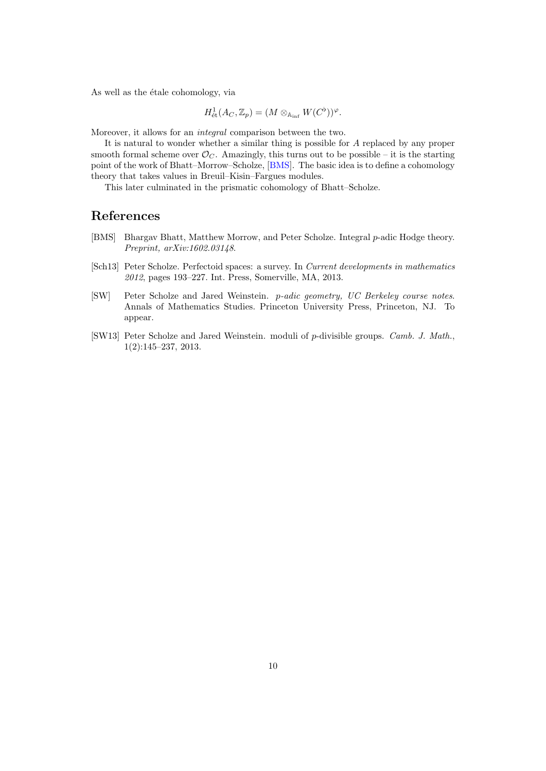As well as the étale cohomology, via

$$H^1_{\text{ét}}(A_C, \mathbb{Z}_p) = (M \otimes_{\mathbb{A}_{\text{inf}}} W(C^\flat))^\varphi.$$

Moreover, it allows for an *integral* comparison between the two.

It is natural to wonder whether a similar thing is possible for $A$ replaced by any proper smooth formal scheme over $\mathcal{O}_C$. Amazingly, this turns out to be possible – it is the starting point of the work of Bhatt–Morrow–Scholze, [BMS]. The basic idea is to define a cohomology theory that takes values in Breuil–Kisin–Fargues modules.

This later culminated in the prismatic cohomology of Bhatt–Scholze.

## References

[BMS] Bhargav Bhatt, Matthew Morrow, and Peter Scholze. Integral $p$-adic Hodge theory. *Preprint, arXiv:1602.03148*.

[Sch13] Peter Scholze. Perfectoid spaces: a survey. In *Current developments in mathematics 2012*, pages 193–227. Int. Press, Somerville, MA, 2013.

[SW] Peter Scholze and Jared Weinstein. *p-adic geometry, UC Berkeley course notes*. Annals of Mathematics Studies. Princeton University Press, Princeton, NJ. To appear.

[SW13] Peter Scholze and Jared Weinstein. moduli of $p$-divisible groups. *Camb. J. Math.*, 1(2):145–237, 2013.